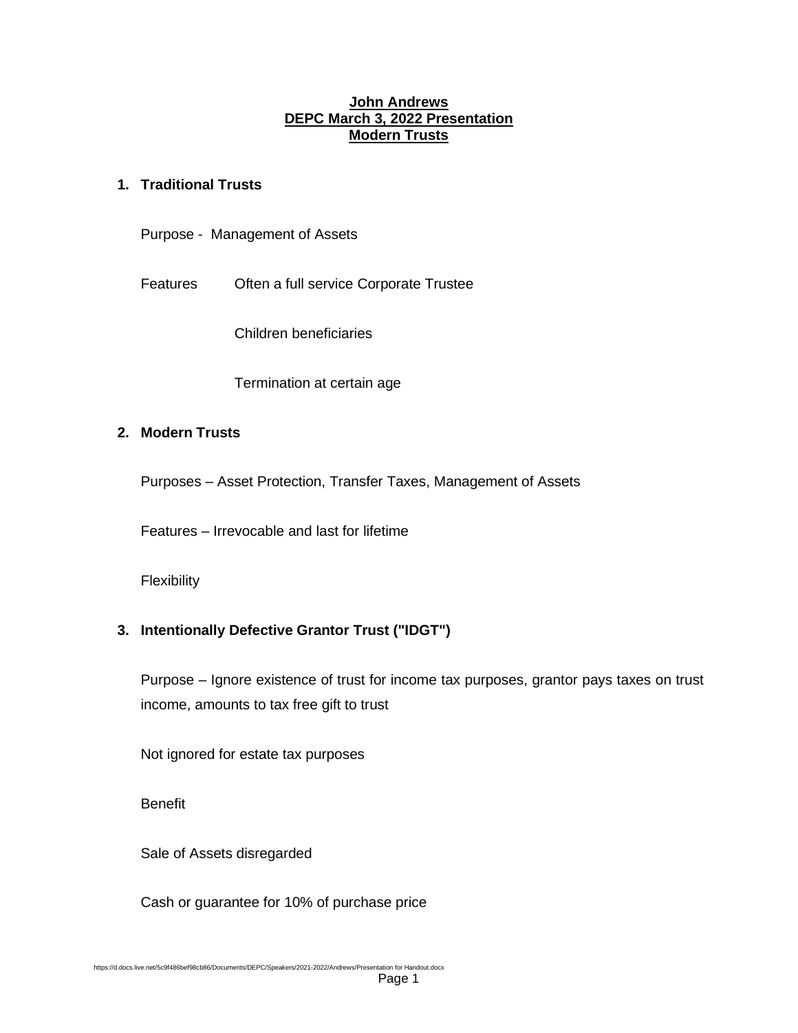**John Andrews**
**DEPC March 3, 2022 Presentation**
**Modern Trusts**

## 1. Traditional Trusts

Purpose - Management of Assets

Features — Often a full service Corporate Trustee

Children beneficiaries

Termination at certain age

## 2. Modern Trusts

Purposes – Asset Protection, Transfer Taxes, Management of Assets

Features – Irrevocable and last for lifetime

Flexibility

## 3. Intentionally Defective Grantor Trust ("IDGT")

Purpose – Ignore existence of trust for income tax purposes, grantor pays taxes on trust income, amounts to tax free gift to trust

Not ignored for estate tax purposes

Benefit

Sale of Assets disregarded

Cash or guarantee for 10% of purchase price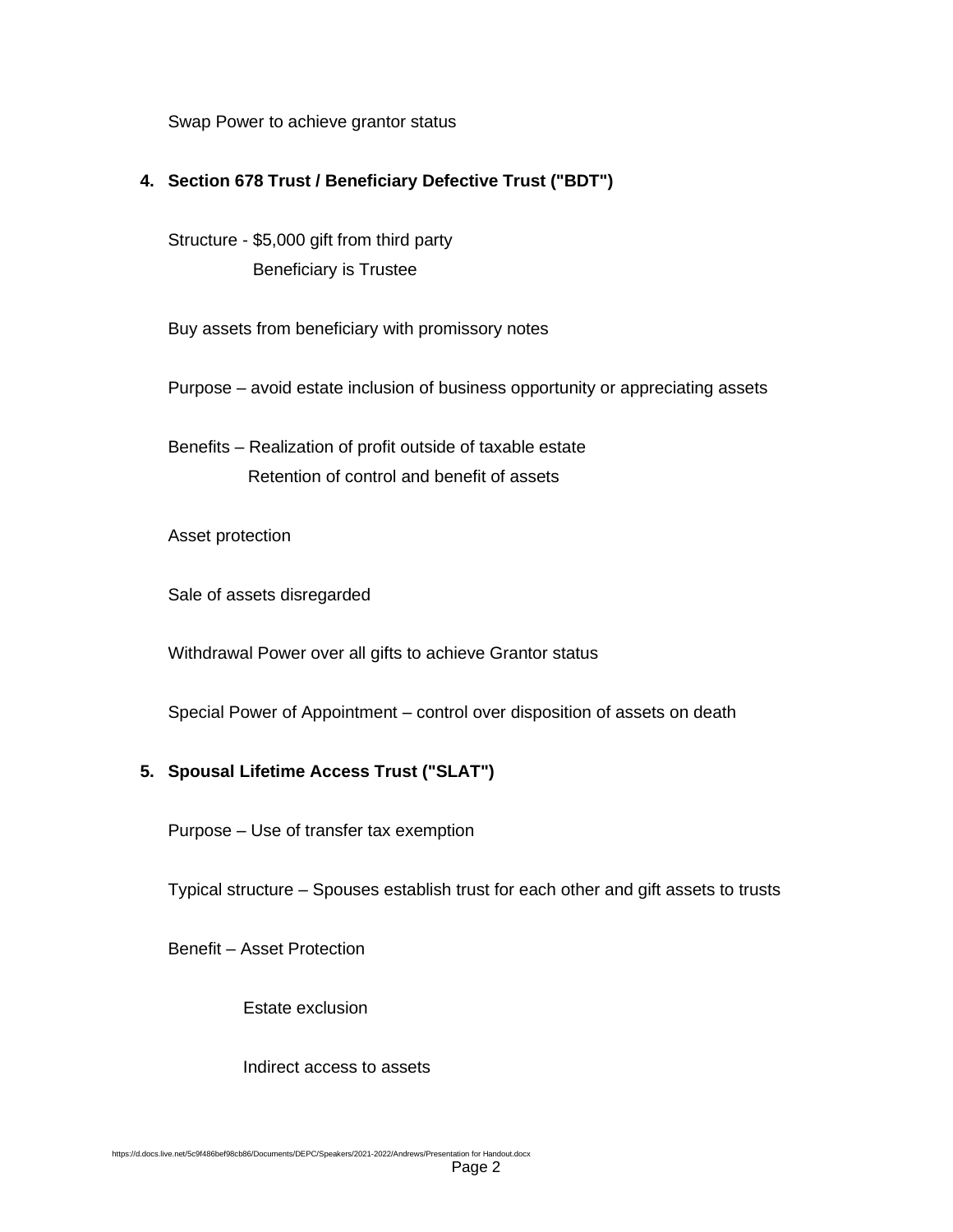Swap Power to achieve grantor status

**4. Section 678 Trust / Beneficiary Defective Trust ("BDT")**

Structure - \$5,000 gift from third party
Beneficiary is Trustee

Buy assets from beneficiary with promissory notes

Purpose – avoid estate inclusion of business opportunity or appreciating assets

Benefits – Realization of profit outside of taxable estate
Retention of control and benefit of assets

Asset protection

Sale of assets disregarded

Withdrawal Power over all gifts to achieve Grantor status

Special Power of Appointment – control over disposition of assets on death

**5. Spousal Lifetime Access Trust ("SLAT")**

Purpose – Use of transfer tax exemption

Typical structure – Spouses establish trust for each other and gift assets to trusts

Benefit – Asset Protection

Estate exclusion

Indirect access to assets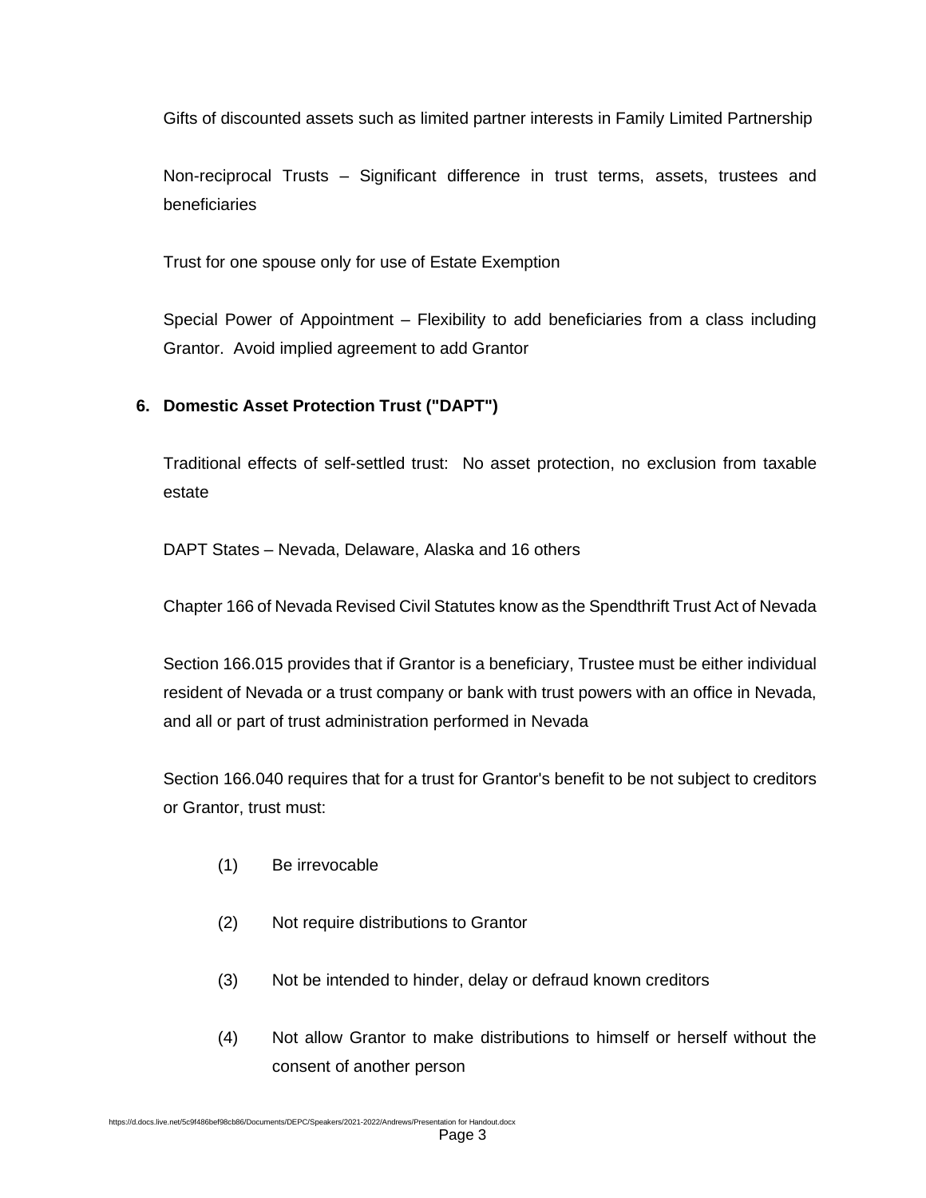Gifts of discounted assets such as limited partner interests in Family Limited Partnership

Non-reciprocal Trusts – Significant difference in trust terms, assets, trustees and beneficiaries

Trust for one spouse only for use of Estate Exemption

Special Power of Appointment – Flexibility to add beneficiaries from a class including Grantor. Avoid implied agreement to add Grantor

**6. Domestic Asset Protection Trust ("DAPT")**

Traditional effects of self-settled trust: No asset protection, no exclusion from taxable estate

DAPT States – Nevada, Delaware, Alaska and 16 others

Chapter 166 of Nevada Revised Civil Statutes know as the Spendthrift Trust Act of Nevada

Section 166.015 provides that if Grantor is a beneficiary, Trustee must be either individual resident of Nevada or a trust company or bank with trust powers with an office in Nevada, and all or part of trust administration performed in Nevada

Section 166.040 requires that for a trust for Grantor's benefit to be not subject to creditors or Grantor, trust must:

(1) Be irrevocable

(2) Not require distributions to Grantor

(3) Not be intended to hinder, delay or defraud known creditors

(4) Not allow Grantor to make distributions to himself or herself without the consent of another person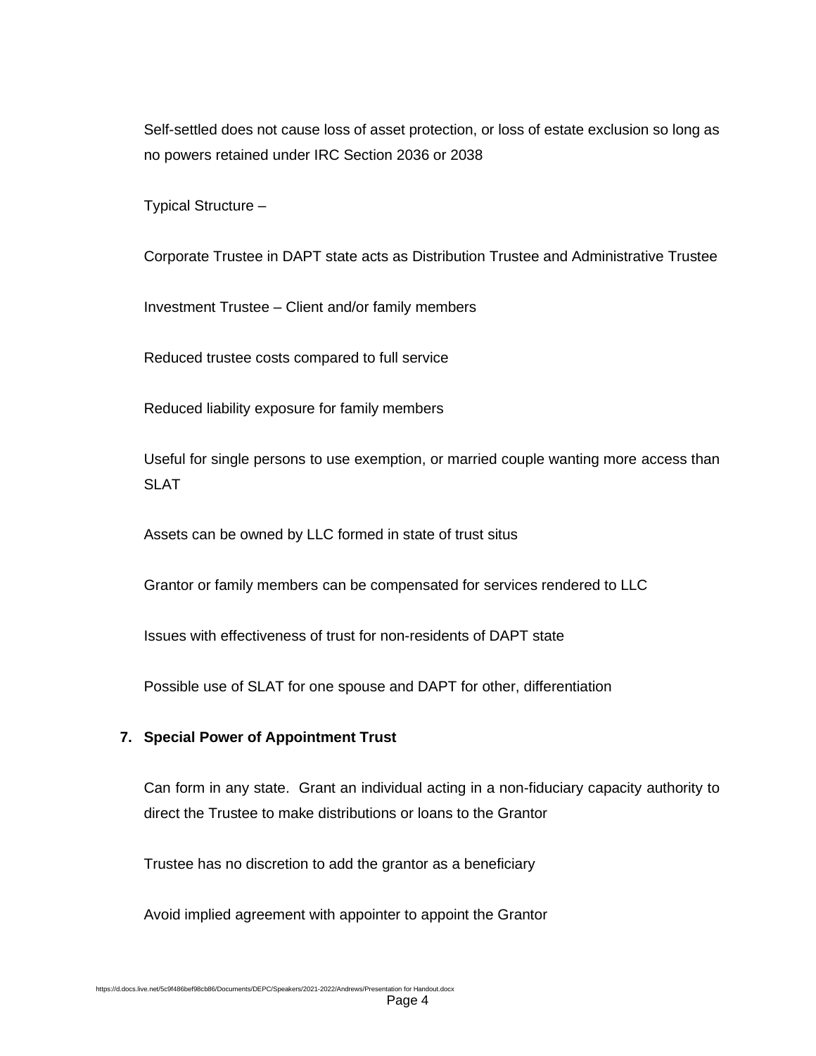Self-settled does not cause loss of asset protection, or loss of estate exclusion so long as no powers retained under IRC Section 2036 or 2038

Typical Structure –

Corporate Trustee in DAPT state acts as Distribution Trustee and Administrative Trustee

Investment Trustee – Client and/or family members

Reduced trustee costs compared to full service

Reduced liability exposure for family members

Useful for single persons to use exemption, or married couple wanting more access than SLAT

Assets can be owned by LLC formed in state of trust situs

Grantor or family members can be compensated for services rendered to LLC

Issues with effectiveness of trust for non-residents of DAPT state

Possible use of SLAT for one spouse and DAPT for other, differentiation

**7. Special Power of Appointment Trust**

Can form in any state. Grant an individual acting in a non-fiduciary capacity authority to direct the Trustee to make distributions or loans to the Grantor

Trustee has no discretion to add the grantor as a beneficiary

Avoid implied agreement with appointer to appoint the Grantor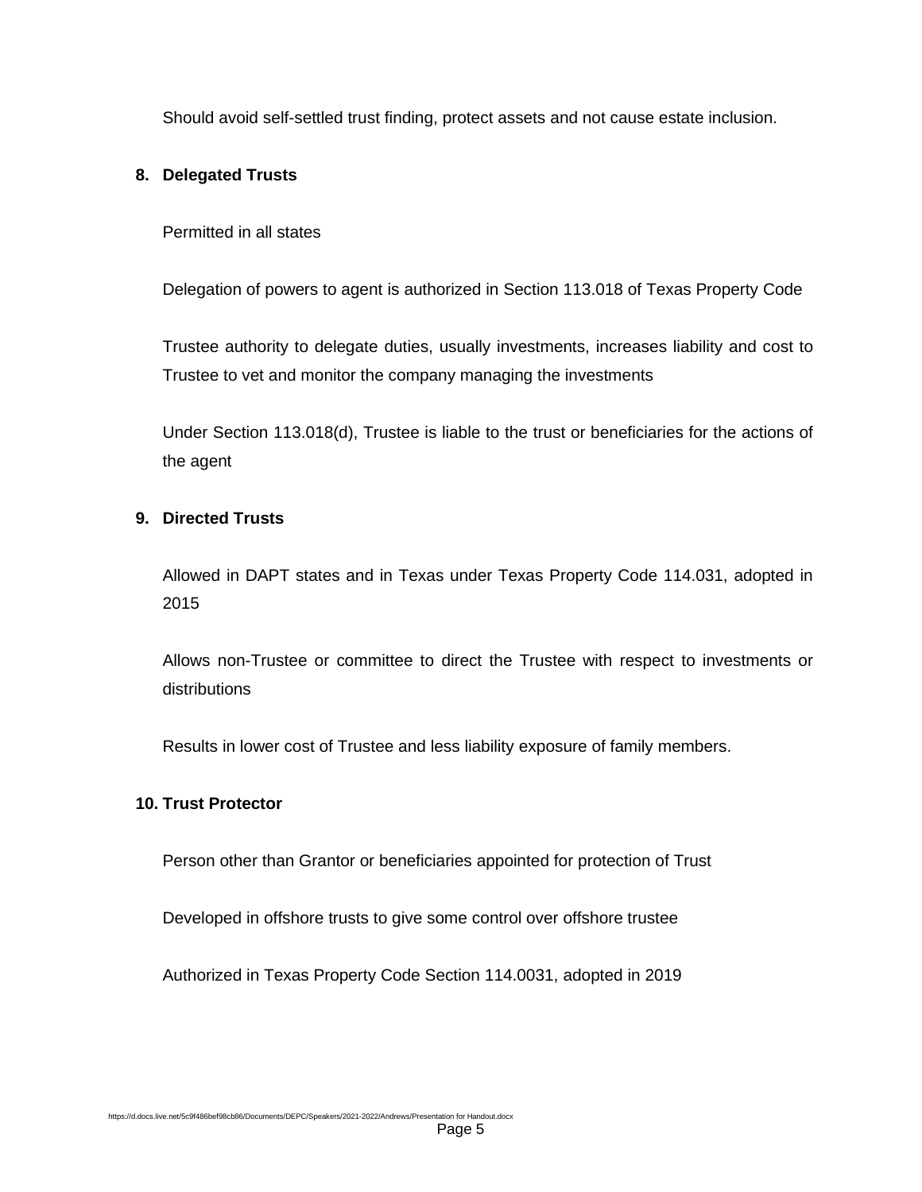Should avoid self-settled trust finding, protect assets and not cause estate inclusion.

**8. Delegated Trusts**

Permitted in all states

Delegation of powers to agent is authorized in Section 113.018 of Texas Property Code

Trustee authority to delegate duties, usually investments, increases liability and cost to Trustee to vet and monitor the company managing the investments

Under Section 113.018(d), Trustee is liable to the trust or beneficiaries for the actions of the agent

**9. Directed Trusts**

Allowed in DAPT states and in Texas under Texas Property Code 114.031, adopted in 2015

Allows non-Trustee or committee to direct the Trustee with respect to investments or distributions

Results in lower cost of Trustee and less liability exposure of family members.

**10. Trust Protector**

Person other than Grantor or beneficiaries appointed for protection of Trust

Developed in offshore trusts to give some control over offshore trustee

Authorized in Texas Property Code Section 114.0031, adopted in 2019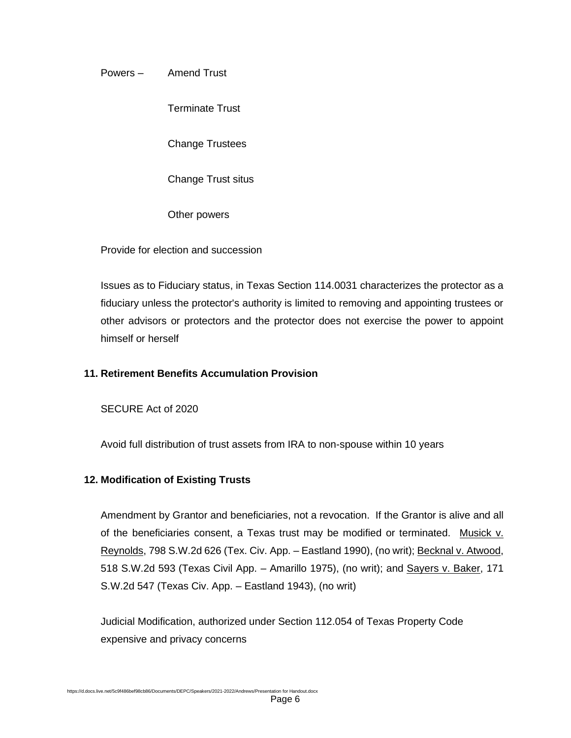Powers – Amend Trust

Terminate Trust

Change Trustees

Change Trust situs

Other powers

Provide for election and succession

Issues as to Fiduciary status, in Texas Section 114.0031 characterizes the protector as a fiduciary unless the protector's authority is limited to removing and appointing trustees or other advisors or protectors and the protector does not exercise the power to appoint himself or herself

**11. Retirement Benefits Accumulation Provision**

SECURE Act of 2020

Avoid full distribution of trust assets from IRA to non-spouse within 10 years

**12. Modification of Existing Trusts**

Amendment by Grantor and beneficiaries, not a revocation. If the Grantor is alive and all of the beneficiaries consent, a Texas trust may be modified or terminated. Musick v. Reynolds, 798 S.W.2d 626 (Tex. Civ. App. – Eastland 1990), (no writ); Becknal v. Atwood, 518 S.W.2d 593 (Texas Civil App. – Amarillo 1975), (no writ); and Sayers v. Baker, 171 S.W.2d 547 (Texas Civ. App. – Eastland 1943), (no writ)

Judicial Modification, authorized under Section 112.054 of Texas Property Code expensive and privacy concerns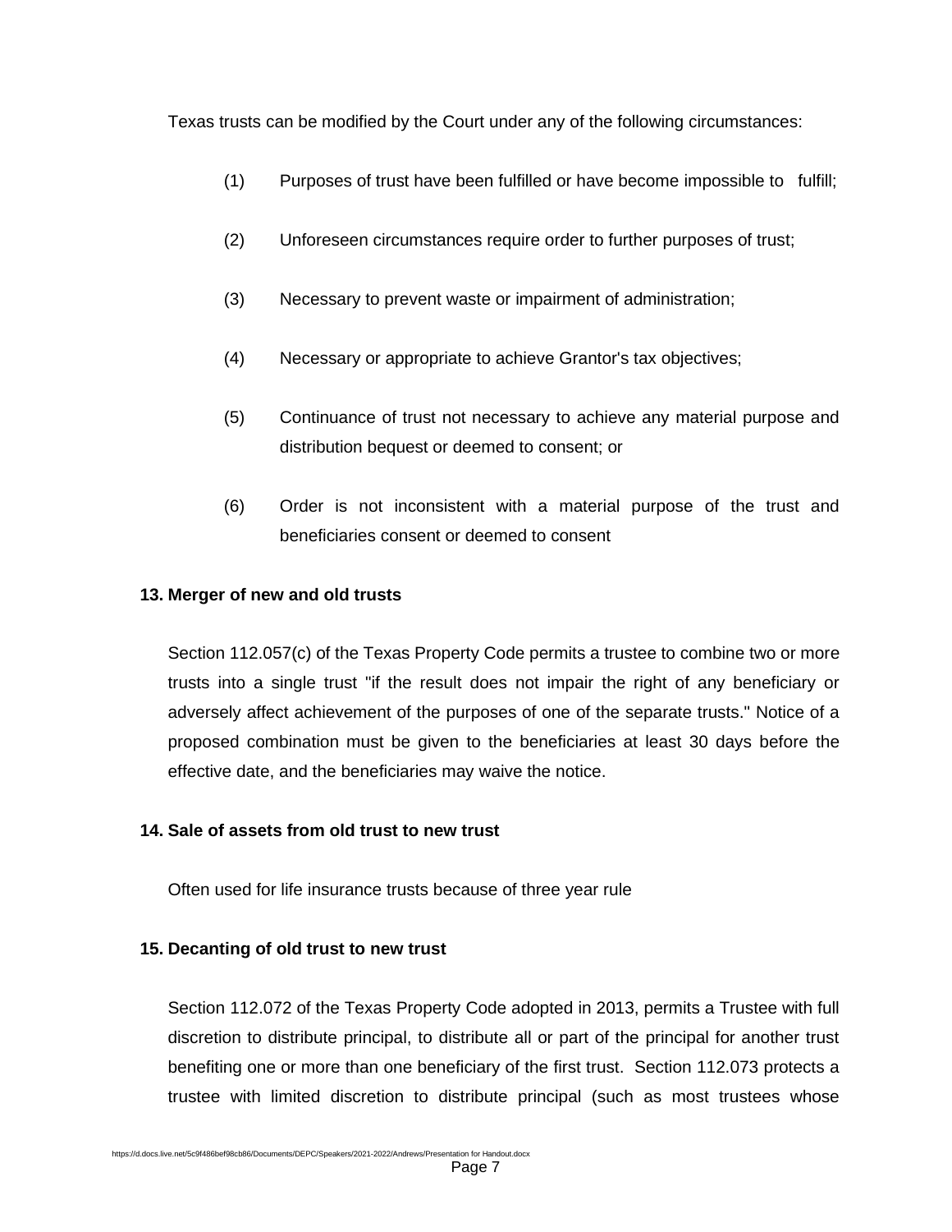Texas trusts can be modified by the Court under any of the following circumstances:

(1) Purposes of trust have been fulfilled or have become impossible to fulfill;

(2) Unforeseen circumstances require order to further purposes of trust;

(3) Necessary to prevent waste or impairment of administration;

(4) Necessary or appropriate to achieve Grantor's tax objectives;

(5) Continuance of trust not necessary to achieve any material purpose and distribution bequest or deemed to consent; or

(6) Order is not inconsistent with a material purpose of the trust and beneficiaries consent or deemed to consent

**13. Merger of new and old trusts**

Section 112.057(c) of the Texas Property Code permits a trustee to combine two or more trusts into a single trust "if the result does not impair the right of any beneficiary or adversely affect achievement of the purposes of one of the separate trusts." Notice of a proposed combination must be given to the beneficiaries at least 30 days before the effective date, and the beneficiaries may waive the notice.

**14. Sale of assets from old trust to new trust**

Often used for life insurance trusts because of three year rule

**15. Decanting of old trust to new trust**

Section 112.072 of the Texas Property Code adopted in 2013, permits a Trustee with full discretion to distribute principal, to distribute all or part of the principal for another trust benefiting one or more than one beneficiary of the first trust. Section 112.073 protects a trustee with limited discretion to distribute principal (such as most trustees whose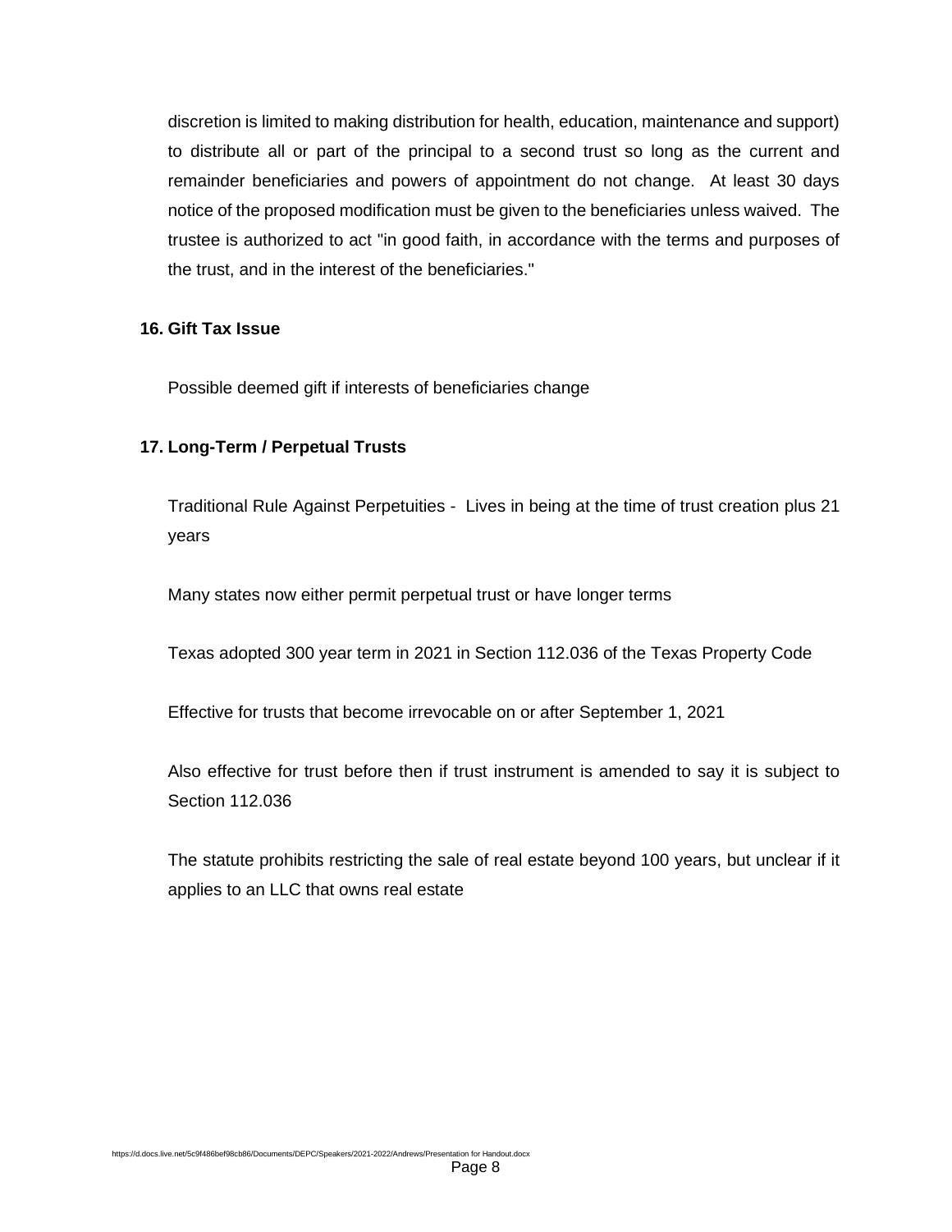discretion is limited to making distribution for health, education, maintenance and support) to distribute all or part of the principal to a second trust so long as the current and remainder beneficiaries and powers of appointment do not change. At least 30 days notice of the proposed modification must be given to the beneficiaries unless waived. The trustee is authorized to act "in good faith, in accordance with the terms and purposes of the trust, and in the interest of the beneficiaries."

**16. Gift Tax Issue**

Possible deemed gift if interests of beneficiaries change

**17. Long-Term / Perpetual Trusts**

Traditional Rule Against Perpetuities - Lives in being at the time of trust creation plus 21 years

Many states now either permit perpetual trust or have longer terms

Texas adopted 300 year term in 2021 in Section 112.036 of the Texas Property Code

Effective for trusts that become irrevocable on or after September 1, 2021

Also effective for trust before then if trust instrument is amended to say it is subject to Section 112.036

The statute prohibits restricting the sale of real estate beyond 100 years, but unclear if it applies to an LLC that owns real estate